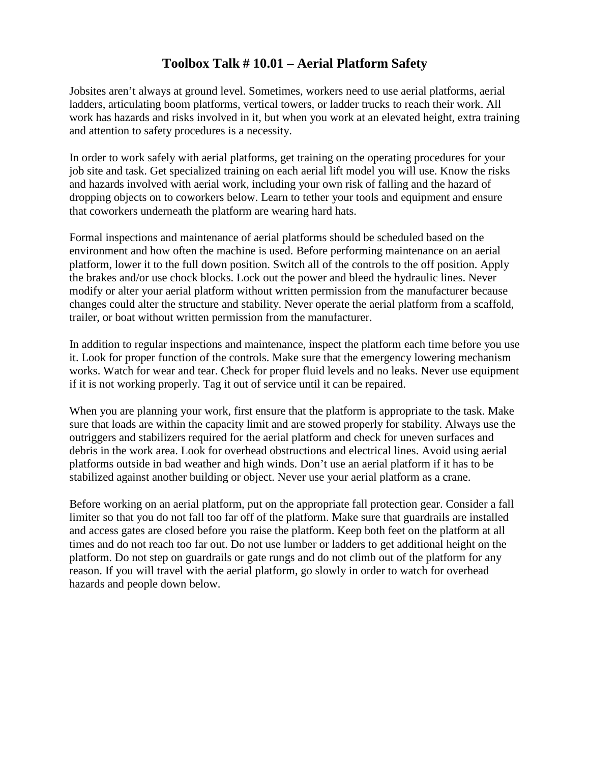# Toolbox Talk # 10.01 – Aerial Platform Safety

Jobsites aren't always at ground level. Sometimes, workers need to use aerial platforms, aerial ladders, articulating boom platforms, vertical towers, or ladder trucks to reach their work. All work has hazards and risks involved in it, but when you work at an elevated height, extra training and attention to safety procedures is a necessity.

In order to work safely with aerial platforms, get training on the operating procedures for your job site and task. Get specialized training on each aerial lift model you will use. Know the risks and hazards involved with aerial work, including your own risk of falling and the hazard of dropping objects on to coworkers below. Learn to tether your tools and equipment and ensure that coworkers underneath the platform are wearing hard hats.

Formal inspections and maintenance of aerial platforms should be scheduled based on the environment and how often the machine is used. Before performing maintenance on an aerial platform, lower it to the full down position. Switch all of the controls to the off position. Apply the brakes and/or use chock blocks. Lock out the power and bleed the hydraulic lines. Never modify or alter your aerial platform without written permission from the manufacturer because changes could alter the structure and stability. Never operate the aerial platform from a scaffold, trailer, or boat without written permission from the manufacturer.

In addition to regular inspections and maintenance, inspect the platform each time before you use it. Look for proper function of the controls. Make sure that the emergency lowering mechanism works. Watch for wear and tear. Check for proper fluid levels and no leaks. Never use equipment if it is not working properly. Tag it out of service until it can be repaired.

When you are planning your work, first ensure that the platform is appropriate to the task. Make sure that loads are within the capacity limit and are stowed properly for stability. Always use the outriggers and stabilizers required for the aerial platform and check for uneven surfaces and debris in the work area. Look for overhead obstructions and electrical lines. Avoid using aerial platforms outside in bad weather and high winds. Don't use an aerial platform if it has to be stabilized against another building or object. Never use your aerial platform as a crane.

Before working on an aerial platform, put on the appropriate fall protection gear. Consider a fall limiter so that you do not fall too far off of the platform. Make sure that guardrails are installed and access gates are closed before you raise the platform. Keep both feet on the platform at all times and do not reach too far out. Do not use lumber or ladders to get additional height on the platform. Do not step on guardrails or gate rungs and do not climb out of the platform for any reason. If you will travel with the aerial platform, go slowly in order to watch for overhead hazards and people down below.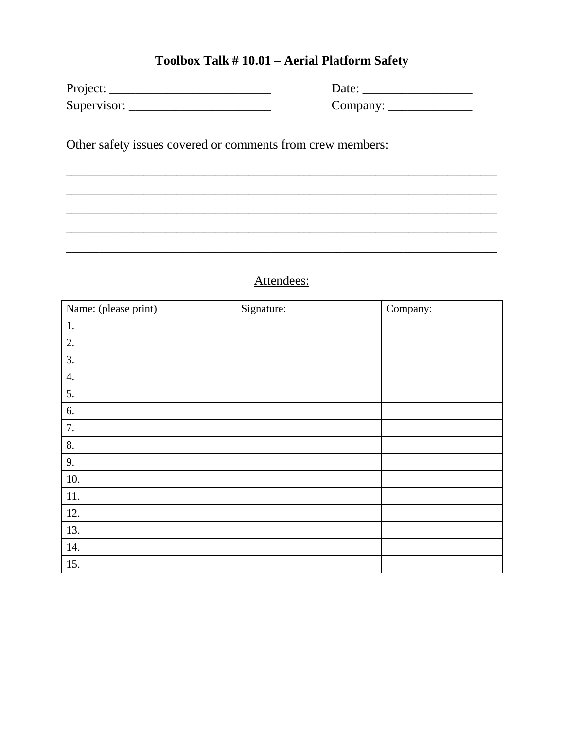# Toolbox Talk # 10.01 – Aerial Platform Safety

Project: _________________________ Date: _________________

Supervisor: ______________________ Company: _____________

Other safety issues covered or comments from crew members:

____________________________________________________________________

____________________________________________________________________

____________________________________________________________________

____________________________________________________________________

____________________________________________________________________

## Attendees:

| Name: (please print) | Signature: | Company: |
|---|---|---|
| 1. | | |
| 2. | | |
| 3. | | |
| 4. | | |
| 5. | | |
| 6. | | |
| 7. | | |
| 8. | | |
| 9. | | |
| 10. | | |
| 11. | | |
| 12. | | |
| 13. | | |
| 14. | | |
| 15. | | |